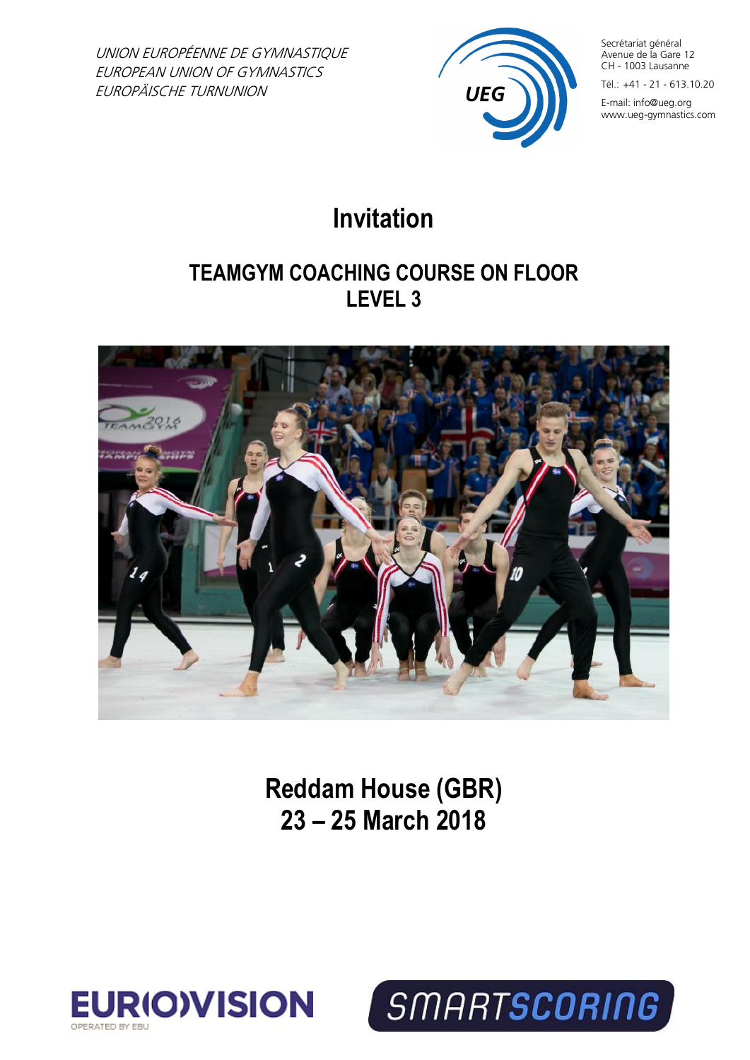*UNION EUROPÉENNE DE GYMNASTIQUE*
*EUROPEAN UNION OF GYMNASTICS*
*EUROPÄISCHE TURNUNION*

UEG

Secrétariat général
Avenue de la Gare 12
CH - 1003 Lausanne

Tél.: +41 - 21 - 613.10.20

E-mail: info@ueg.org
www.ueg-gymnastics.com

# Invitation

## TEAMGYM COACHING COURSE ON FLOOR
## LEVEL 3

## Reddam House (GBR)
## 23 – 25 March 2018

EURIOVISION
OPERATED BY EBU

SMARTSCORING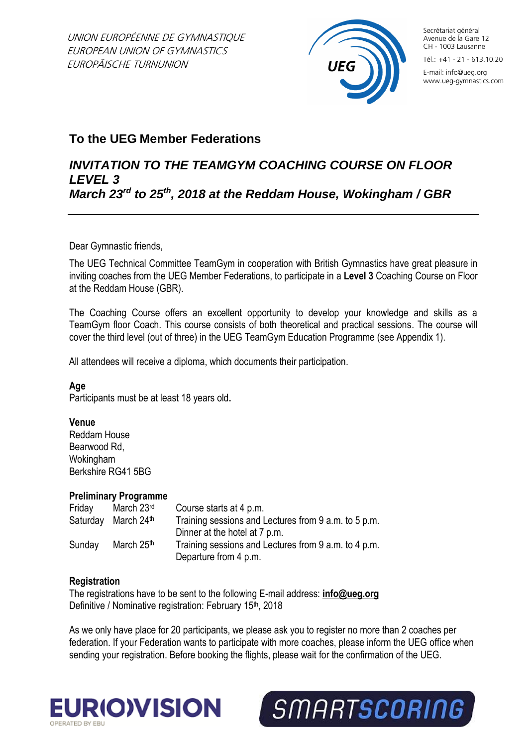UNION EUROPÉENNE DE GYMNASTIQUE
EUROPEAN UNION OF GYMNASTICS
EUROPÄISCHE TURNUNION

Secrétariat général
Avenue de la Gare 12
CH - 1003 Lausanne
Tél.: +41 - 21 - 613.10.20
E-mail: info@ueg.org
www.ueg-gymnastics.com

## To the UEG Member Federations

## *INVITATION TO THE TEAMGYM COACHING COURSE ON FLOOR LEVEL 3*
## *March 23rd to 25th, 2018 at the Reddam House, Wokingham / GBR*

---

Dear Gymnastic friends,

The UEG Technical Committee TeamGym in cooperation with British Gymnastics have great pleasure in inviting coaches from the UEG Member Federations, to participate in a **Level 3** Coaching Course on Floor at the Reddam House (GBR).

The Coaching Course offers an excellent opportunity to develop your knowledge and skills as a TeamGym floor Coach. This course consists of both theoretical and practical sessions. The course will cover the third level (out of three) in the UEG TeamGym Education Programme (see Appendix 1).

All attendees will receive a diploma, which documents their participation.

**Age**
Participants must be at least 18 years old**.**

**Venue**
Reddam House
Bearwood Rd,
Wokingham
Berkshire RG41 5BG

**Preliminary Programme**

| | | |
|---|---|---|
| Friday | March 23rd | Course starts at 4 p.m. |
| Saturday | March 24th | Training sessions and Lectures from 9 a.m. to 5 p.m.<br>Dinner at the hotel at 7 p.m. |
| Sunday | March 25th | Training sessions and Lectures from 9 a.m. to 4 p.m.<br>Departure from 4 p.m. |

**Registration**
The registrations have to be sent to the following E-mail address: **info@ueg.org**
Definitive / Nominative registration: February 15th, 2018

As we only have place for 20 participants, we please ask you to register no more than 2 coaches per federation. If your Federation wants to participate with more coaches, please inform the UEG office when sending your registration. Before booking the flights, please wait for the confirmation of the UEG.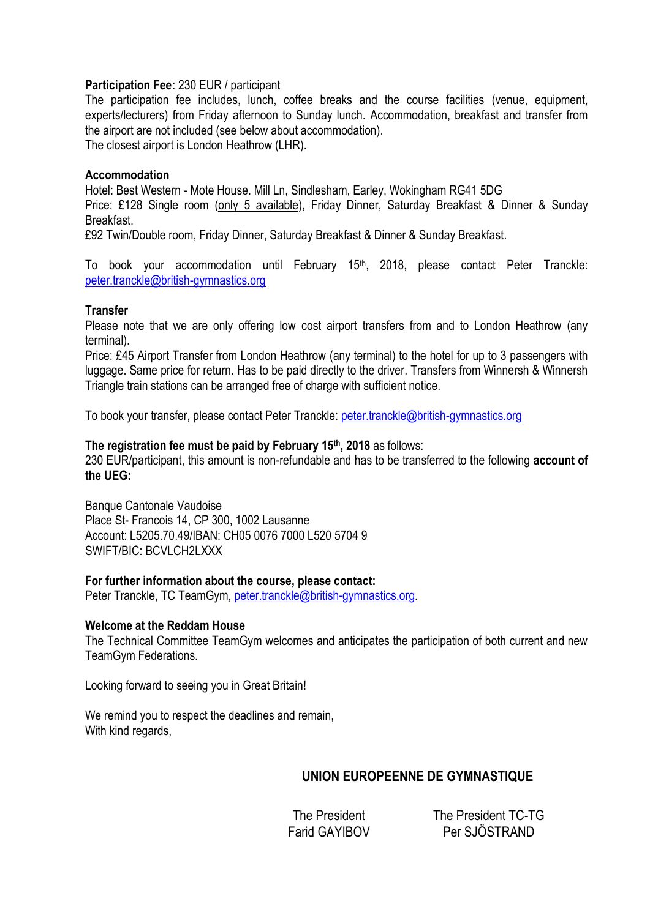**Participation Fee:** 230 EUR / participant

The participation fee includes, lunch, coffee breaks and the course facilities (venue, equipment, experts/lecturers) from Friday afternoon to Sunday lunch. Accommodation, breakfast and transfer from the airport are not included (see below about accommodation).

The closest airport is London Heathrow (LHR).

**Accommodation**

Hotel: Best Western - Mote House. Mill Ln, Sindlesham, Earley, Wokingham RG41 5DG

Price: £128 Single room (only 5 available), Friday Dinner, Saturday Breakfast & Dinner & Sunday Breakfast.

£92 Twin/Double room, Friday Dinner, Saturday Breakfast & Dinner & Sunday Breakfast.

To book your accommodation until February 15th, 2018, please contact Peter Tranckle: peter.tranckle@british-gymnastics.org

**Transfer**

Please note that we are only offering low cost airport transfers from and to London Heathrow (any terminal).

Price: £45 Airport Transfer from London Heathrow (any terminal) to the hotel for up to 3 passengers with luggage. Same price for return. Has to be paid directly to the driver. Transfers from Winnersh & Winnersh Triangle train stations can be arranged free of charge with sufficient notice.

To book your transfer, please contact Peter Tranckle: peter.tranckle@british-gymnastics.org

**The registration fee must be paid by February 15th, 2018** as follows:

230 EUR/participant, this amount is non-refundable and has to be transferred to the following **account of the UEG:**

Banque Cantonale Vaudoise
Place St- Francois 14, CP 300, 1002 Lausanne
Account: L5205.70.49/IBAN: CH05 0076 7000 L520 5704 9
SWIFT/BIC: BCVLCH2LXXX

**For further information about the course, please contact:**

Peter Tranckle, TC TeamGym, peter.tranckle@british-gymnastics.org.

**Welcome at the Reddam House**

The Technical Committee TeamGym welcomes and anticipates the participation of both current and new TeamGym Federations.

Looking forward to seeing you in Great Britain!

We remind you to respect the deadlines and remain,
With kind regards,

**UNION EUROPEENNE DE GYMNASTIQUE**

The President
Farid GAYIBOV

The President TC-TG
Per SJÖSTRAND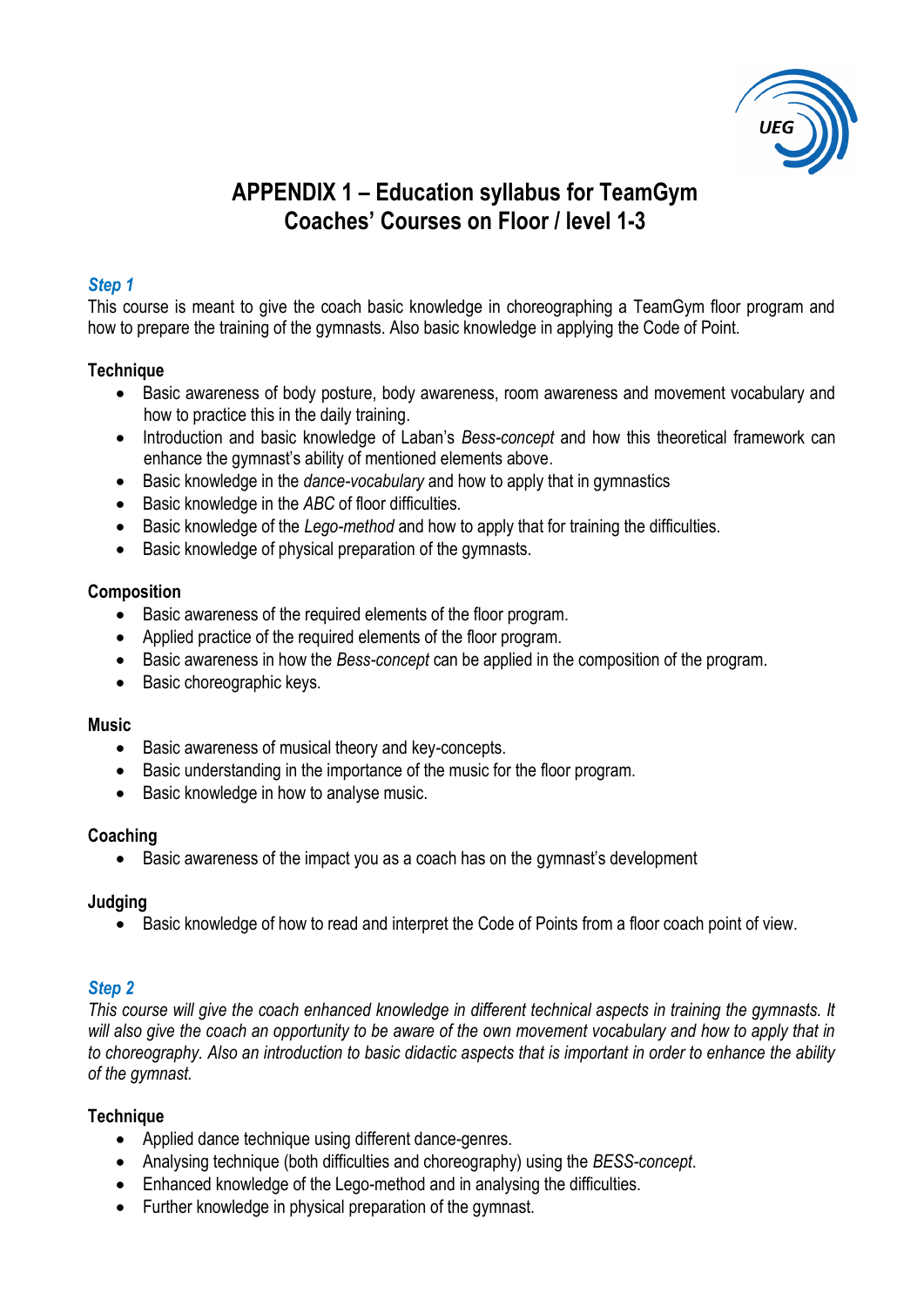# APPENDIX 1 – Education syllabus for TeamGym Coaches' Courses on Floor / level 1-3

## *Step 1*

This course is meant to give the coach basic knowledge in choreographing a TeamGym floor program and how to prepare the training of the gymnasts. Also basic knowledge in applying the Code of Point.

### Technique

- Basic awareness of body posture, body awareness, room awareness and movement vocabulary and how to practice this in the daily training.
- Introduction and basic knowledge of Laban's *Bess-concept* and how this theoretical framework can enhance the gymnast's ability of mentioned elements above.
- Basic knowledge in the *dance-vocabulary* and how to apply that in gymnastics
- Basic knowledge in the *ABC* of floor difficulties.
- Basic knowledge of the *Lego-method* and how to apply that for training the difficulties.
- Basic knowledge of physical preparation of the gymnasts.

### Composition

- Basic awareness of the required elements of the floor program.
- Applied practice of the required elements of the floor program.
- Basic awareness in how the *Bess-concept* can be applied in the composition of the program.
- Basic choreographic keys.

### Music

- Basic awareness of musical theory and key-concepts.
- Basic understanding in the importance of the music for the floor program.
- Basic knowledge in how to analyse music.

### Coaching

- Basic awareness of the impact you as a coach has on the gymnast's development

### Judging

- Basic knowledge of how to read and interpret the Code of Points from a floor coach point of view.

## *Step 2*

*This course will give the coach enhanced knowledge in different technical aspects in training the gymnasts. It will also give the coach an opportunity to be aware of the own movement vocabulary and how to apply that in to choreography. Also an introduction to basic didactic aspects that is important in order to enhance the ability of the gymnast.*

### Technique

- Applied dance technique using different dance-genres.
- Analysing technique (both difficulties and choreography) using the *BESS-concept*.
- Enhanced knowledge of the Lego-method and in analysing the difficulties.
- Further knowledge in physical preparation of the gymnast.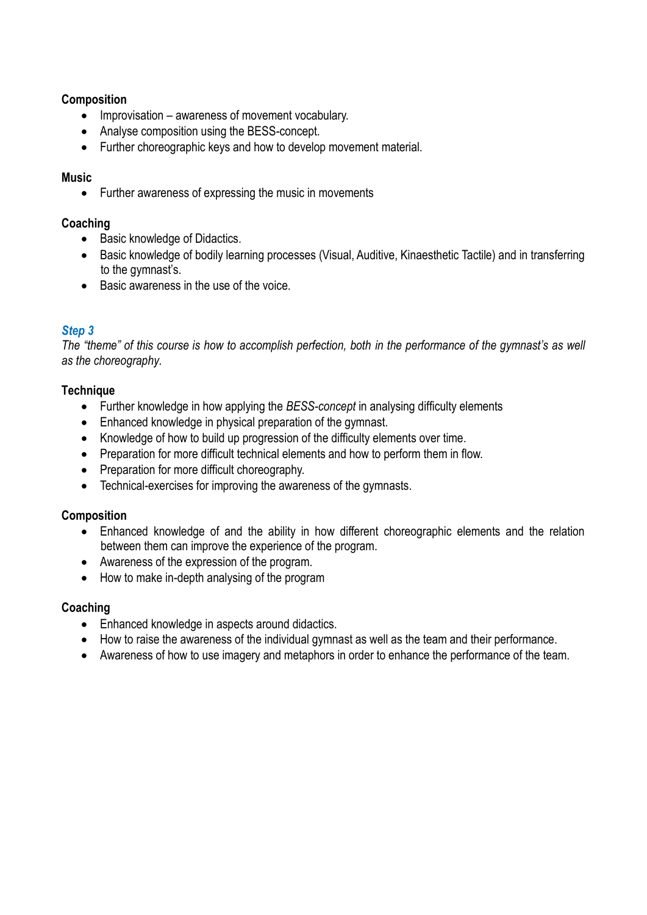**Composition**

- Improvisation – awareness of movement vocabulary.
- Analyse composition using the BESS-concept.
- Further choreographic keys and how to develop movement material.

**Music**

- Further awareness of expressing the music in movements

**Coaching**

- Basic knowledge of Didactics.
- Basic knowledge of bodily learning processes (Visual, Auditive, Kinaesthetic Tactile) and in transferring to the gymnast's.
- Basic awareness in the use of the voice.

### *Step 3*

*The "theme" of this course is how to accomplish perfection, both in the performance of the gymnast's as well as the choreography.*

**Technique**

- Further knowledge in how applying the *BESS-concept* in analysing difficulty elements
- Enhanced knowledge in physical preparation of the gymnast.
- Knowledge of how to build up progression of the difficulty elements over time.
- Preparation for more difficult technical elements and how to perform them in flow.
- Preparation for more difficult choreography.
- Technical-exercises for improving the awareness of the gymnasts.

**Composition**

- Enhanced knowledge of and the ability in how different choreographic elements and the relation between them can improve the experience of the program.
- Awareness of the expression of the program.
- How to make in-depth analysing of the program

**Coaching**

- Enhanced knowledge in aspects around didactics.
- How to raise the awareness of the individual gymnast as well as the team and their performance.
- Awareness of how to use imagery and metaphors in order to enhance the performance of the team.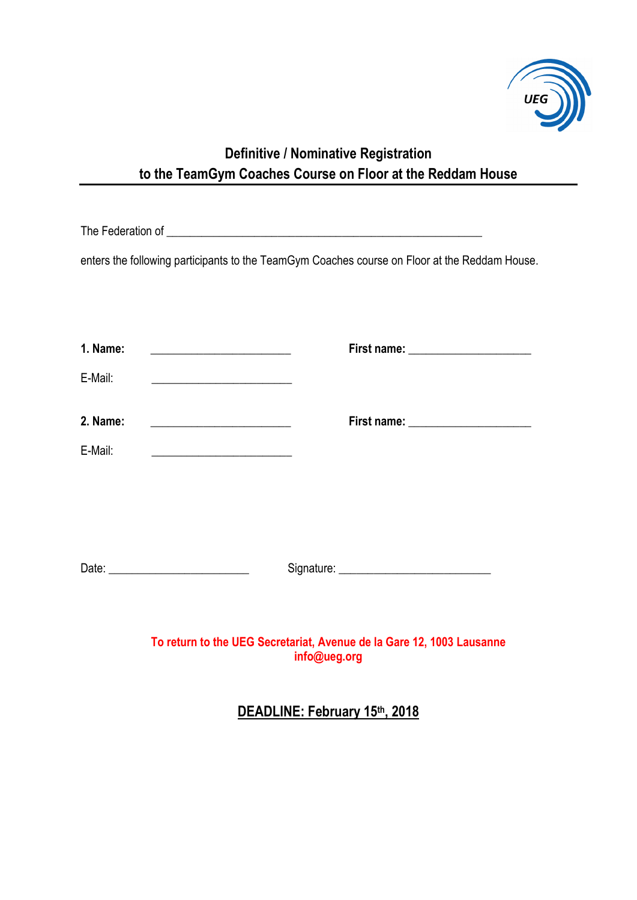## Definitive / Nominative Registration
## to the TeamGym Coaches Course on Floor at the Reddam House

The Federation of ______________________________________________________

enters the following participants to the TeamGym Coaches course on Floor at the Reddam House.

**1. Name:** ________________________ **First name:** _____________________

E-Mail: ________________________

**2. Name:** ________________________ **First name:** _____________________

E-Mail: ________________________

Date: ________________________ Signature: __________________________

**To return to the UEG Secretariat, Avenue de la Gare 12, 1003 Lausanne**
**info@ueg.org**

**DEADLINE: February 15th, 2018**